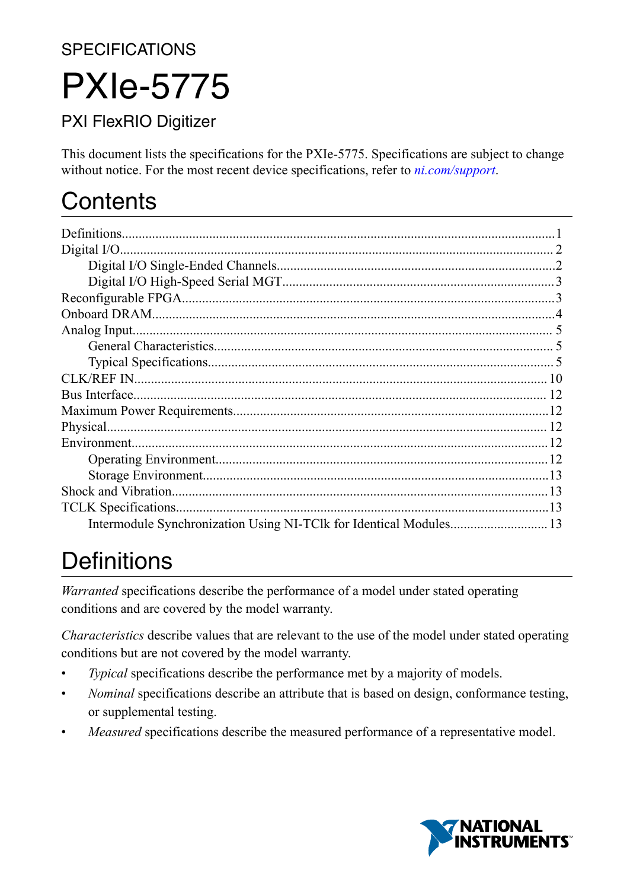SPECIFICATIONS

# PXIe-5775

PXI FlexRIO Digitizer

This document lists the specifications for the PXIe-5775. Specifications are subject to change without notice. For the most recent device specifications, refer to *ni.com/support*.

## Contents

Definitions...1
Digital I/O...2
- Digital I/O Single-Ended Channels...2
- Digital I/O High-Speed Serial MGT...3

Reconfigurable FPGA...3
Onboard DRAM...4
Analog Input...5
- General Characteristics...5
- Typical Specifications...5

CLK/REF IN...10
Bus Interface...12
Maximum Power Requirements...12
Physical...12
Environment...12
- Operating Environment...12
- Storage Environment...13

Shock and Vibration...13
TCLK Specifications...13
- Intermodule Synchronization Using NI-TClk for Identical Modules...13

## Definitions

*Warranted* specifications describe the performance of a model under stated operating conditions and are covered by the model warranty.

*Characteristics* describe values that are relevant to the use of the model under stated operating conditions but are not covered by the model warranty.

- *Typical* specifications describe the performance met by a majority of models.
- *Nominal* specifications describe an attribute that is based on design, conformance testing, or supplemental testing.
- *Measured* specifications describe the measured performance of a representative model.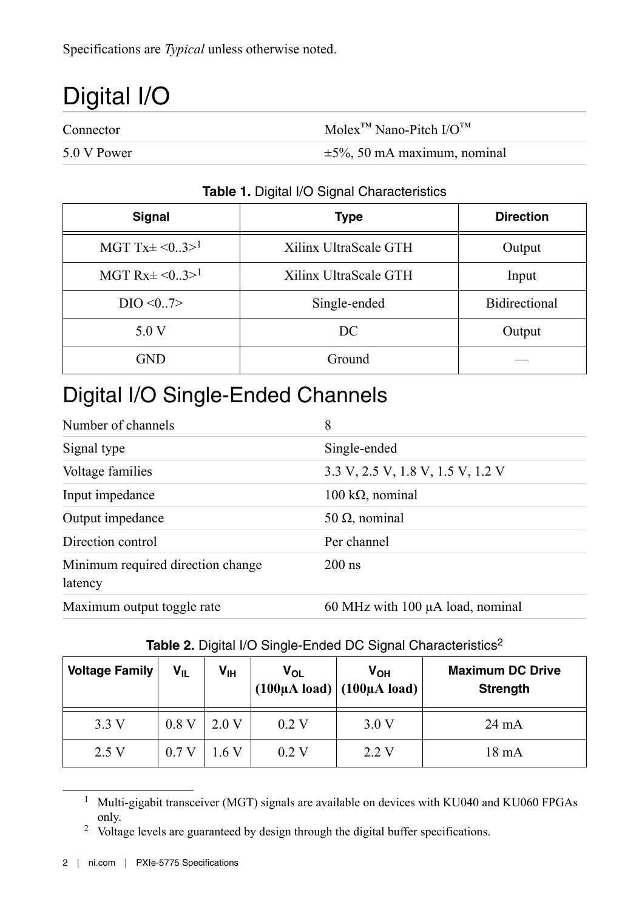Specifications are *Typical* unless otherwise noted.

# Digital I/O

| | |
|---|---|
| Connector | Molex™ Nano-Pitch I/O™ |
| 5.0 V Power | ±5%, 50 mA maximum, nominal |

**Table 1.** Digital I/O Signal Characteristics

| Signal | Type | Direction |
|---|---|---|
| MGT Tx± <0..3>[1] | Xilinx UltraScale GTH | Output |
| MGT Rx± <0..3>[1] | Xilinx UltraScale GTH | Input |
| DIO <0..7> | Single-ended | Bidirectional |
| 5.0 V | DC | Output |
| GND | Ground | — |

# Digital I/O Single-Ended Channels

| | |
|---|---|
| Number of channels | 8 |
| Signal type | Single-ended |
| Voltage families | 3.3 V, 2.5 V, 1.8 V, 1.5 V, 1.2 V |
| Input impedance | 100 kΩ, nominal |
| Output impedance | 50 Ω, nominal |
| Direction control | Per channel |
| Minimum required direction change latency | 200 ns |
| Maximum output toggle rate | 60 MHz with 100 µA load, nominal |

**Table 2.** Digital I/O Single-Ended DC Signal Characteristics[2]

| Voltage Family | $V_{IL}$ | $V_{IH}$ | $V_{OL}$ (100µA load) | $V_{OH}$ (100µA load) | Maximum DC Drive Strength |
|---|---|---|---|---|---|
| 3.3 V | 0.8 V | 2.0 V | 0.2 V | 3.0 V | 24 mA |
| 2.5 V | 0.7 V | 1.6 V | 0.2 V | 2.2 V | 18 mA |

[1] Multi-gigabit transceiver (MGT) signals are available on devices with KU040 and KU060 FPGAs only.

[2] Voltage levels are guaranteed by design through the digital buffer specifications.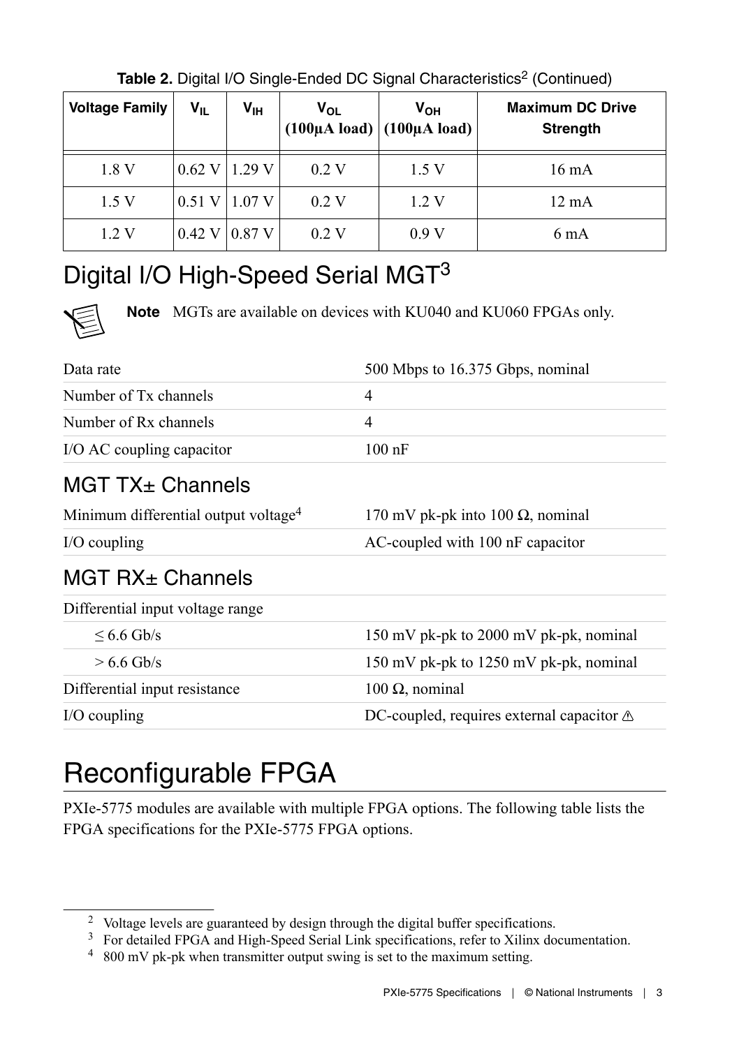**Table 2.** Digital I/O Single-Ended DC Signal Characteristics[2] (Continued)

| Voltage Family | $V_{IL}$ | $V_{IH}$ | $V_{OL}$ (100µA load) | $V_{OH}$ (100µA load) | Maximum DC Drive Strength |
|---|---|---|---|---|---|
| 1.8 V | 0.62 V | 1.29 V | 0.2 V | 1.5 V | 16 mA |
| 1.5 V | 0.51 V | 1.07 V | 0.2 V | 1.2 V | 12 mA |
| 1.2 V | 0.42 V | 0.87 V | 0.2 V | 0.9 V | 6 mA |

## Digital I/O High-Speed Serial MGT[3]

**Note** MGTs are available on devices with KU040 and KU060 FPGAs only.

| | |
|---|---|
| Data rate | 500 Mbps to 16.375 Gbps, nominal |
| Number of Tx channels | 4 |
| Number of Rx channels | 4 |
| I/O AC coupling capacitor | 100 nF |

### MGT TX± Channels

| | |
|---|---|
| Minimum differential output voltage[4] | 170 mV pk-pk into 100 Ω, nominal |
| I/O coupling | AC-coupled with 100 nF capacitor |

### MGT RX± Channels

| | |
|---|---|
| Differential input voltage range | |
| ≤ 6.6 Gb/s | 150 mV pk-pk to 2000 mV pk-pk, nominal |
| > 6.6 Gb/s | 150 mV pk-pk to 1250 mV pk-pk, nominal |
| Differential input resistance | 100 Ω, nominal |
| I/O coupling | DC-coupled, requires external capacitor ⚠ |

# Reconfigurable FPGA

PXIe-5775 modules are available with multiple FPGA options. The following table lists the FPGA specifications for the PXIe-5775 FPGA options.

[2] Voltage levels are guaranteed by design through the digital buffer specifications.
[3] For detailed FPGA and High-Speed Serial Link specifications, refer to Xilinx documentation.
[4] 800 mV pk-pk when transmitter output swing is set to the maximum setting.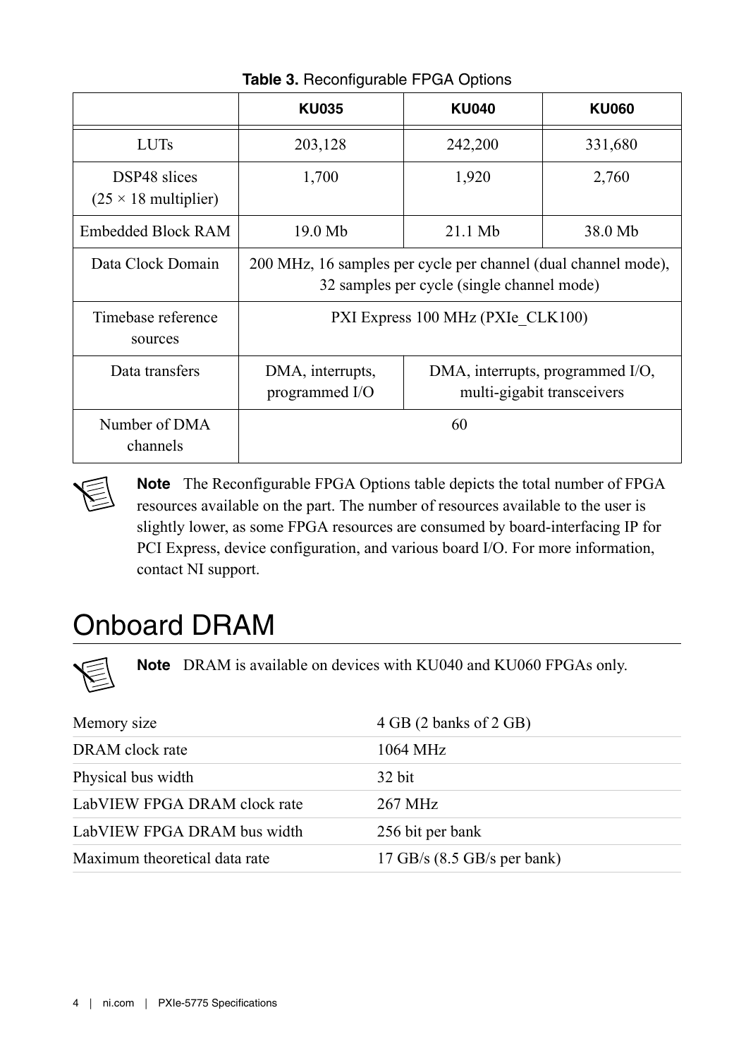**Table 3.** Reconfigurable FPGA Options

| | KU035 | KU040 | KU060 |
|---|---|---|---|
| LUTs | 203,128 | 242,200 | 331,680 |
| DSP48 slices (25 × 18 multiplier) | 1,700 | 1,920 | 2,760 |
| Embedded Block RAM | 19.0 Mb | 21.1 Mb | 38.0 Mb |
| Data Clock Domain | 200 MHz, 16 samples per cycle per channel (dual channel mode), 32 samples per cycle (single channel mode) | | |
| Timebase reference sources | PXI Express 100 MHz (PXIe_CLK100) | | |
| Data transfers | DMA, interrupts, programmed I/O | DMA, interrupts, programmed I/O, multi-gigabit transceivers | |
| Number of DMA channels | 60 | | |

**Note** The Reconfigurable FPGA Options table depicts the total number of FPGA resources available on the part. The number of resources available to the user is slightly lower, as some FPGA resources are consumed by board-interfacing IP for PCI Express, device configuration, and various board I/O. For more information, contact NI support.

# Onboard DRAM

**Note** DRAM is available on devices with KU040 and KU060 FPGAs only.

| | |
|---|---|
| Memory size | 4 GB (2 banks of 2 GB) |
| DRAM clock rate | 1064 MHz |
| Physical bus width | 32 bit |
| LabVIEW FPGA DRAM clock rate | 267 MHz |
| LabVIEW FPGA DRAM bus width | 256 bit per bank |
| Maximum theoretical data rate | 17 GB/s (8.5 GB/s per bank) |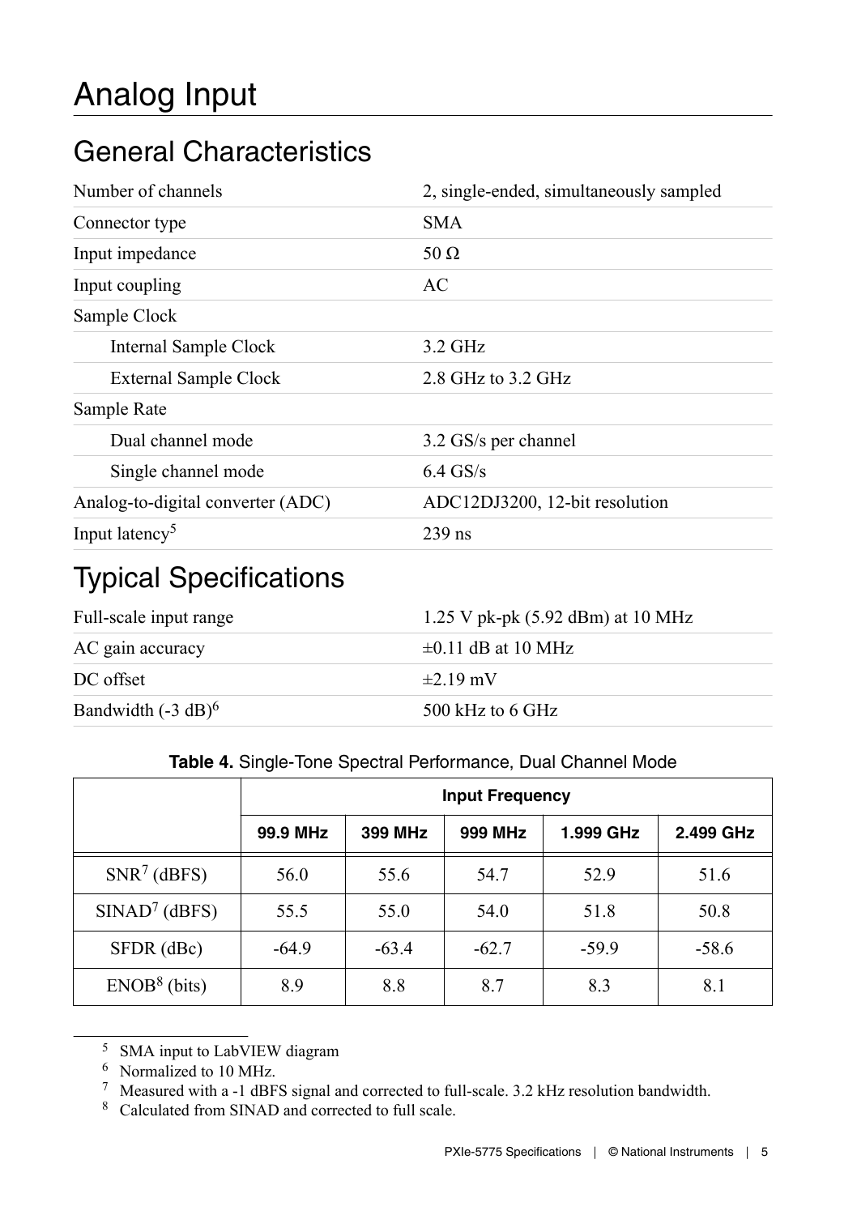# Analog Input

## General Characteristics

| | |
|---|---|
| Number of channels | 2, single-ended, simultaneously sampled |
| Connector type | SMA |
| Input impedance | 50 Ω |
| Input coupling | AC |
| Sample Clock | |
| Internal Sample Clock | 3.2 GHz |
| External Sample Clock | 2.8 GHz to 3.2 GHz |
| Sample Rate | |
| Dual channel mode | 3.2 GS/s per channel |
| Single channel mode | 6.4 GS/s |
| Analog-to-digital converter (ADC) | ADC12DJ3200, 12-bit resolution |
| Input latency[5] | 239 ns |

## Typical Specifications

| | |
|---|---|
| Full-scale input range | 1.25 V pk-pk (5.92 dBm) at 10 MHz |
| AC gain accuracy | ±0.11 dB at 10 MHz |
| DC offset | ±2.19 mV |
| Bandwidth (-3 dB)[6] | 500 kHz to 6 GHz |

**Table 4.** Single-Tone Spectral Performance, Dual Channel Mode

| | Input Frequency | | | | |
|---|---|---|---|---|---|
| | **99.9 MHz** | **399 MHz** | **999 MHz** | **1.999 GHz** | **2.499 GHz** |
| SNR[7] (dBFS) | 56.0 | 55.6 | 54.7 | 52.9 | 51.6 |
| SINAD[7] (dBFS) | 55.5 | 55.0 | 54.0 | 51.8 | 50.8 |
| SFDR (dBc) | -64.9 | -63.4 | -62.7 | -59.9 | -58.6 |
| ENOB[8] (bits) | 8.9 | 8.8 | 8.7 | 8.3 | 8.1 |

[5] SMA input to LabVIEW diagram

[6] Normalized to 10 MHz.

[7] Measured with a -1 dBFS signal and corrected to full-scale. 3.2 kHz resolution bandwidth.

[8] Calculated from SINAD and corrected to full scale.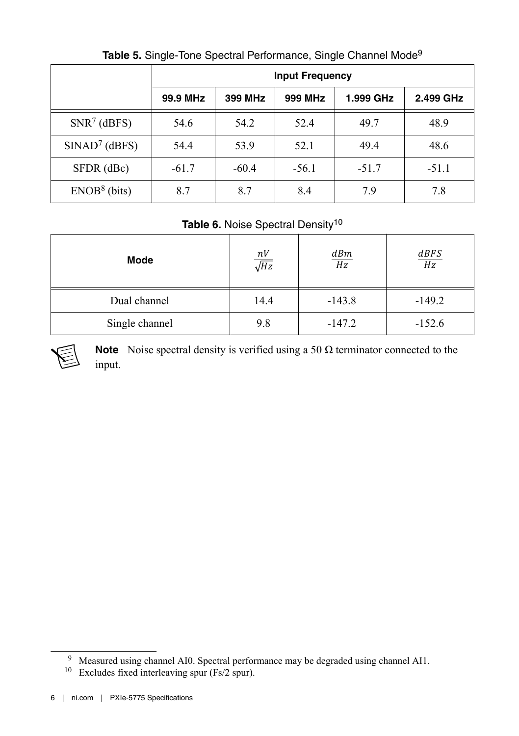**Table 5.** Single-Tone Spectral Performance, Single Channel Mode[9]

| | Input Frequency | | | | |
|---|---|---|---|---|---|
| | **99.9 MHz** | **399 MHz** | **999 MHz** | **1.999 GHz** | **2.499 GHz** |
| SNR[7] (dBFS) | 54.6 | 54.2 | 52.4 | 49.7 | 48.9 |
| SINAD[7] (dBFS) | 54.4 | 53.9 | 52.1 | 49.4 | 48.6 |
| SFDR (dBc) | -61.7 | -60.4 | -56.1 | -51.7 | -51.1 |
| ENOB[8] (bits) | 8.7 | 8.7 | 8.4 | 7.9 | 7.8 |

**Table 6.** Noise Spectral Density[10]

| **Mode** | $\frac{nV}{\sqrt{Hz}}$ | $\frac{dBm}{Hz}$ | $\frac{dBFS}{Hz}$ |
|---|---|---|---|
| Dual channel | 14.4 | -143.8 | -149.2 |
| Single channel | 9.8 | -147.2 | -152.6 |

**Note** Noise spectral density is verified using a 50 Ω terminator connected to the input.

[9] Measured using channel AI0. Spectral performance may be degraded using channel AI1.

[10] Excludes fixed interleaving spur (Fs/2 spur).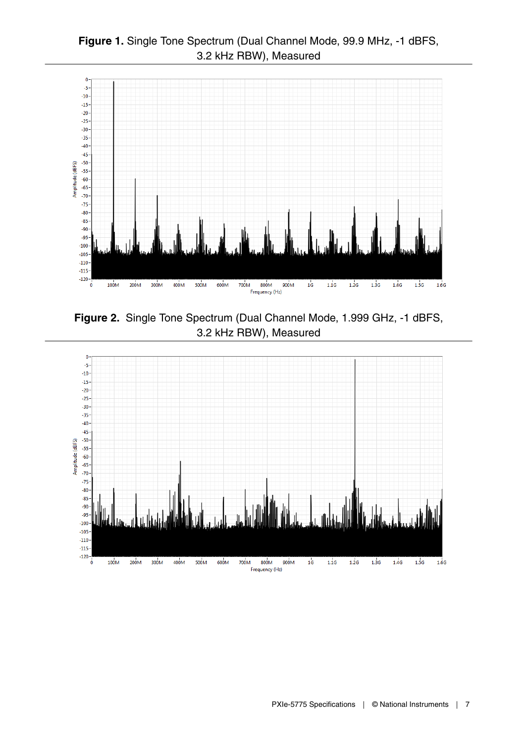**Figure 1.** Single Tone Spectrum (Dual Channel Mode, 99.9 MHz, -1 dBFS, 3.2 kHz RBW), Measured

**Figure 2.** Single Tone Spectrum (Dual Channel Mode, 1.999 GHz, -1 dBFS, 3.2 kHz RBW), Measured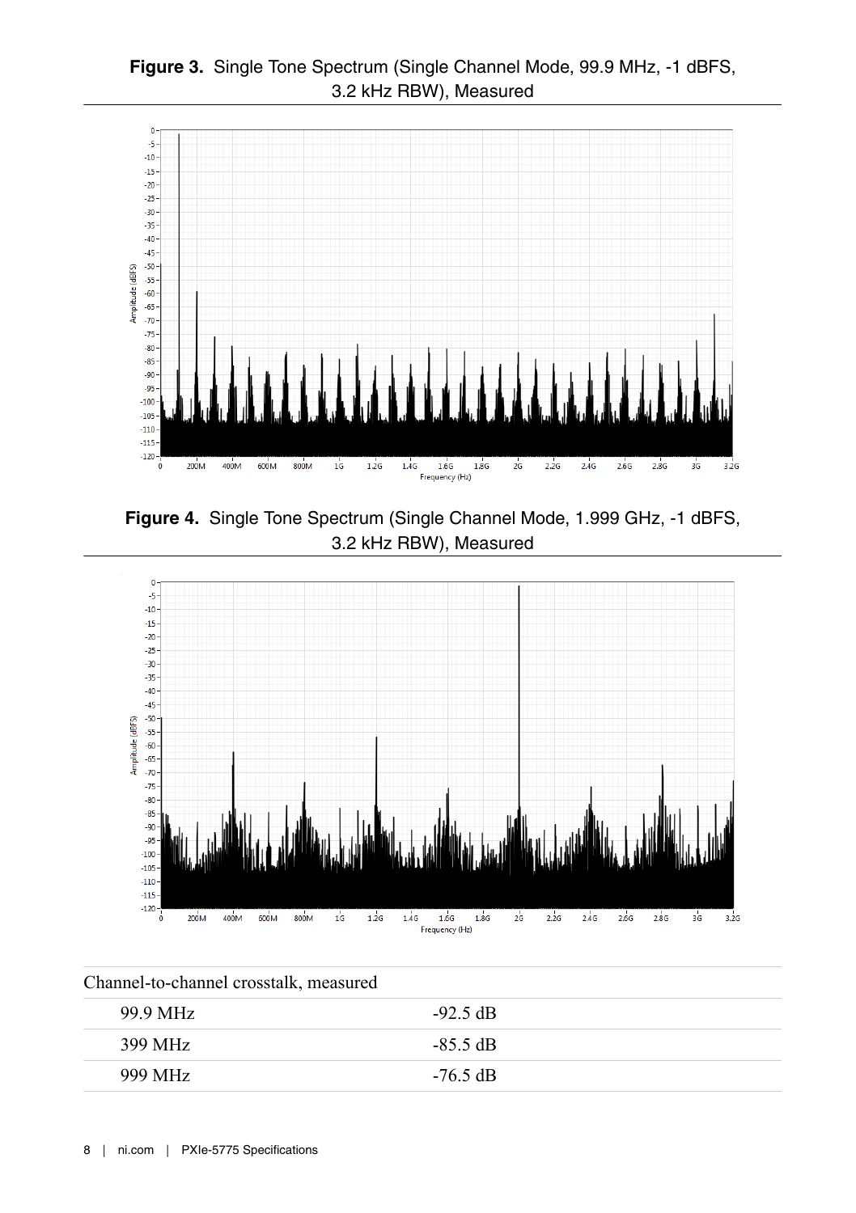**Figure 3.** Single Tone Spectrum (Single Channel Mode, 99.9 MHz, -1 dBFS, 3.2 kHz RBW), Measured

**Figure 4.** Single Tone Spectrum (Single Channel Mode, 1.999 GHz, -1 dBFS, 3.2 kHz RBW), Measured

| Channel-to-channel crosstalk, measured | |
|---|---|
| 99.9 MHz | -92.5 dB |
| 399 MHz | -85.5 dB |
| 999 MHz | -76.5 dB |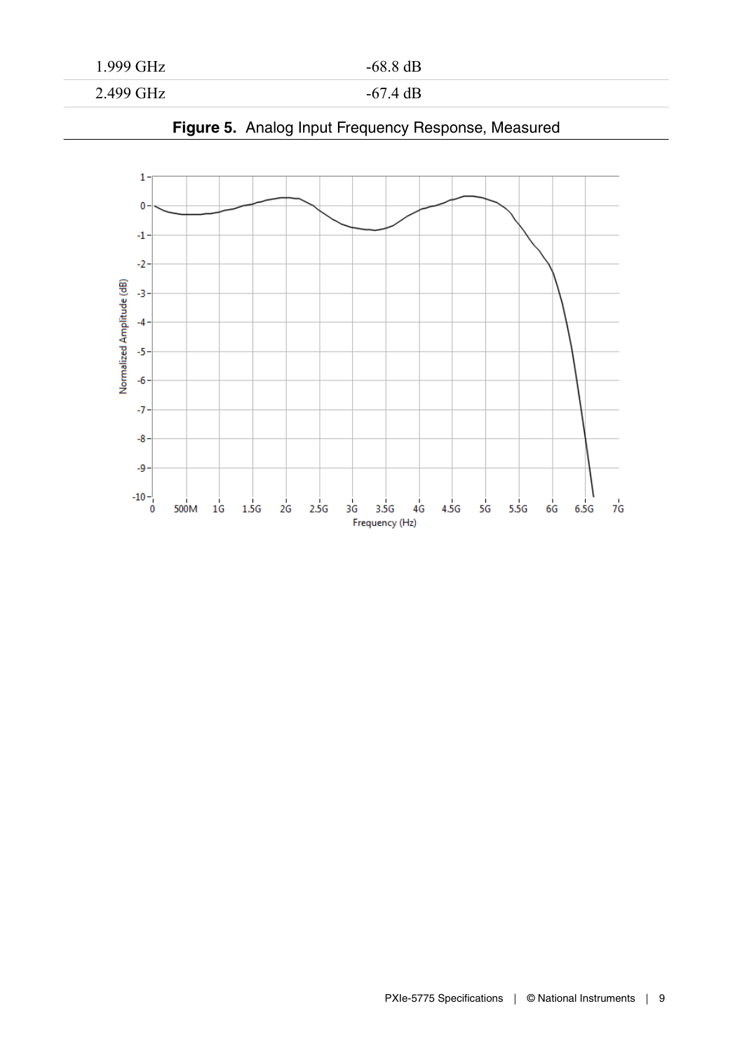| | |
|---|---|
| 1.999 GHz | -68.8 dB |
| 2.499 GHz | -67.4 dB |

**Figure 5.** Analog Input Frequency Response, Measured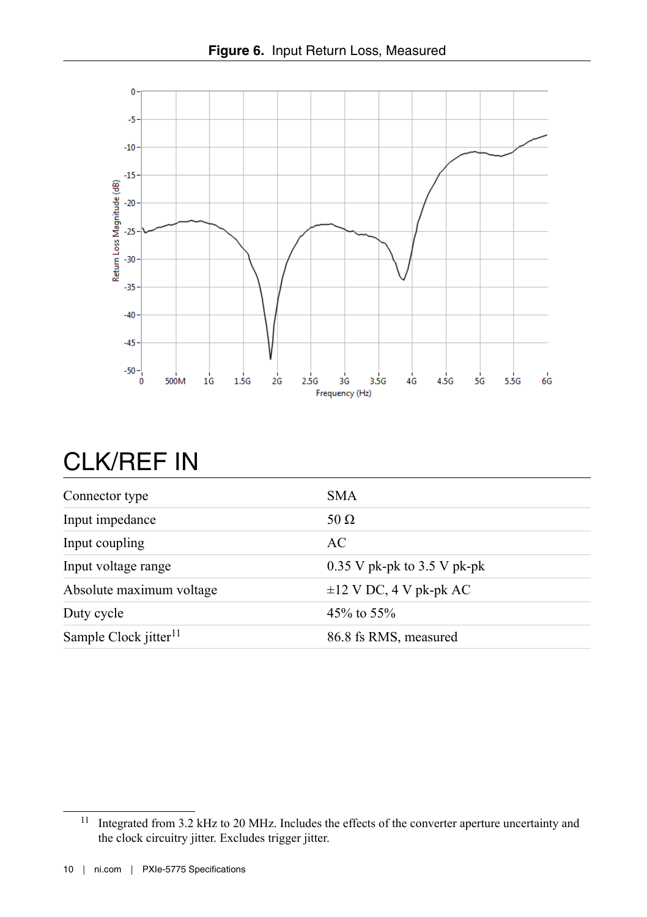**Figure 6.** Input Return Loss, Measured

## CLK/REF IN

| | |
|---|---|
| Connector type | SMA |
| Input impedance | 50 Ω |
| Input coupling | AC |
| Input voltage range | 0.35 V pk-pk to 3.5 V pk-pk |
| Absolute maximum voltage | ±12 V DC, 4 V pk-pk AC |
| Duty cycle | 45% to 55% |
| Sample Clock jitter[11] | 86.8 fs RMS, measured |

[11] Integrated from 3.2 kHz to 20 MHz. Includes the effects of the converter aperture uncertainty and the clock circuitry jitter. Excludes trigger jitter.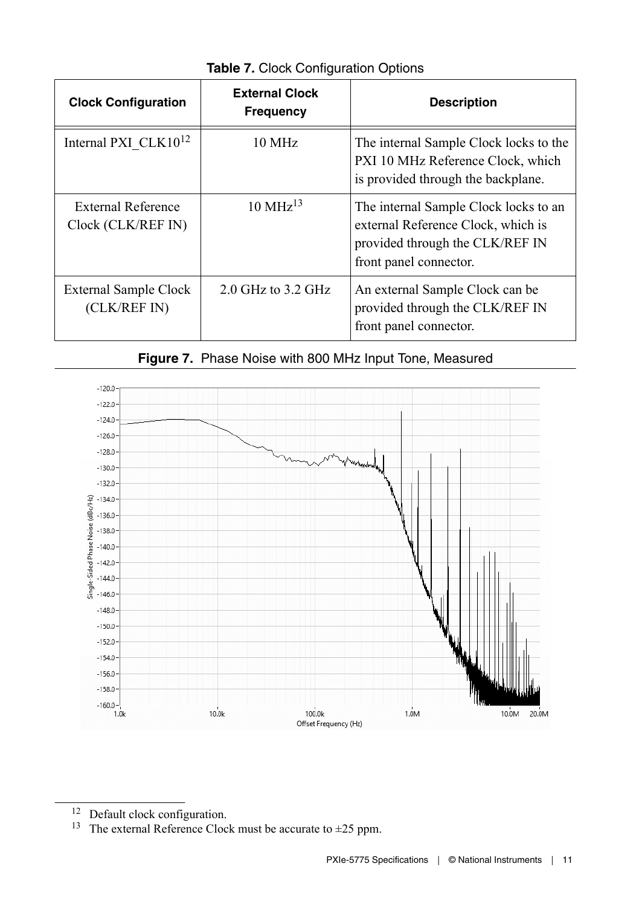**Table 7.** Clock Configuration Options

| Clock Configuration | External Clock Frequency | Description |
|---|---|---|
| Internal PXI_CLK10[12] | 10 MHz | The internal Sample Clock locks to the PXI 10 MHz Reference Clock, which is provided through the backplane. |
| External Reference Clock (CLK/REF IN) | 10 MHz[13] | The internal Sample Clock locks to an external Reference Clock, which is provided through the CLK/REF IN front panel connector. |
| External Sample Clock (CLK/REF IN) | 2.0 GHz to 3.2 GHz | An external Sample Clock can be provided through the CLK/REF IN front panel connector. |

**Figure 7.** Phase Noise with 800 MHz Input Tone, Measured

---

[12] Default clock configuration.

[13] The external Reference Clock must be accurate to ±25 ppm.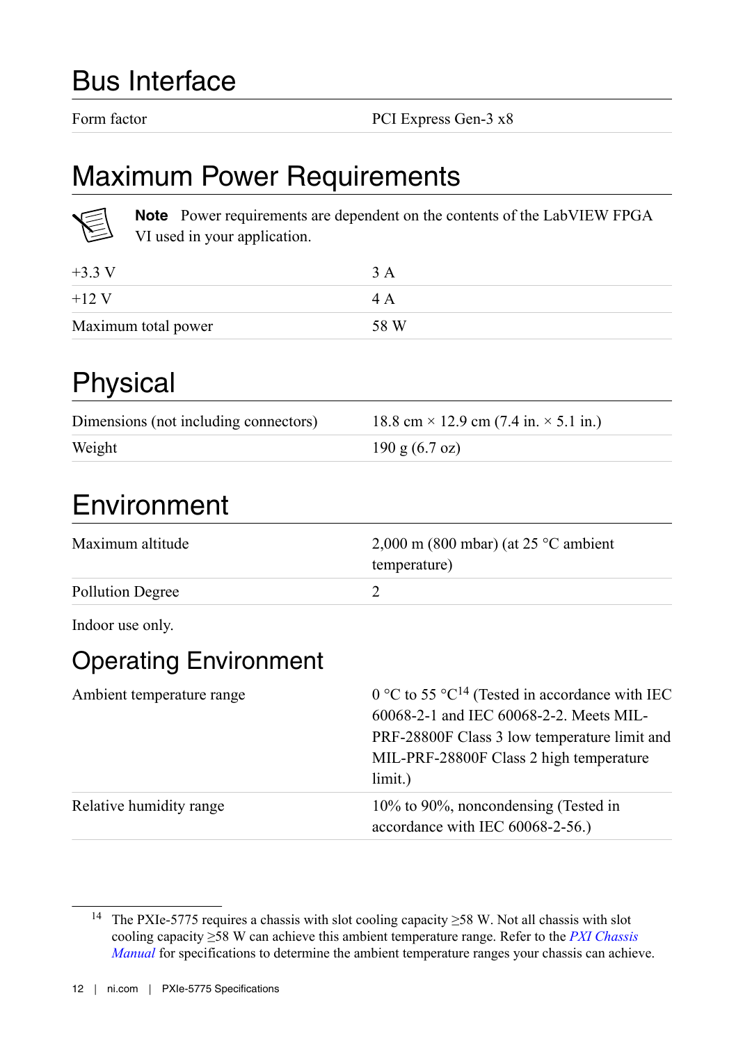# Bus Interface

| | |
|---|---|
| Form factor | PCI Express Gen-3 x8 |

# Maximum Power Requirements

**Note** Power requirements are dependent on the contents of the LabVIEW FPGA VI used in your application.

| | |
|---|---|
| +3.3 V | 3 A |
| +12 V | 4 A |
| Maximum total power | 58 W |

# Physical

| | |
|---|---|
| Dimensions (not including connectors) | 18.8 cm × 12.9 cm (7.4 in. × 5.1 in.) |
| Weight | 190 g (6.7 oz) |

# Environment

| | |
|---|---|
| Maximum altitude | 2,000 m (800 mbar) (at 25 °C ambient temperature) |
| Pollution Degree | 2 |

Indoor use only.

## Operating Environment

| | |
|---|---|
| Ambient temperature range | 0 °C to 55 °C[14] (Tested in accordance with IEC 60068-2-1 and IEC 60068-2-2. Meets MIL-PRF-28800F Class 3 low temperature limit and MIL-PRF-28800F Class 2 high temperature limit.) |
| Relative humidity range | 10% to 90%, noncondensing (Tested in accordance with IEC 60068-2-56.) |

[14] The PXIe-5775 requires a chassis with slot cooling capacity ≥58 W. Not all chassis with slot cooling capacity ≥58 W can achieve this ambient temperature range. Refer to the *PXI Chassis Manual* for specifications to determine the ambient temperature ranges your chassis can achieve.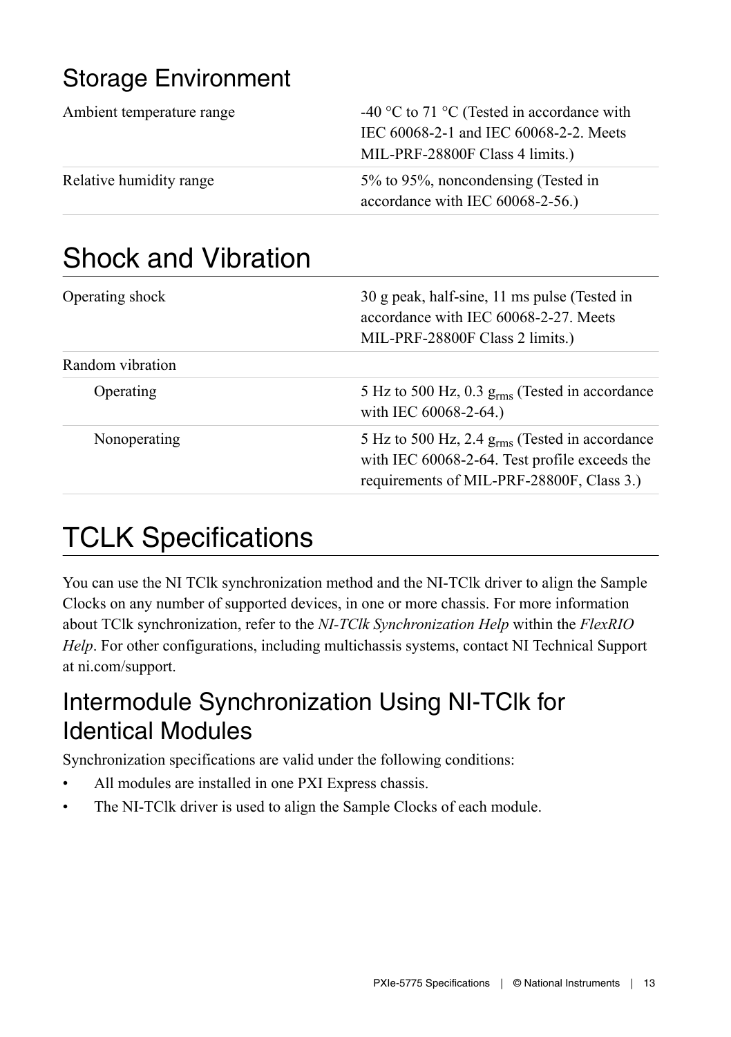## Storage Environment

| | |
|---|---|
| Ambient temperature range | -40 °C to 71 °C (Tested in accordance with IEC 60068-2-1 and IEC 60068-2-2. Meets MIL-PRF-28800F Class 4 limits.) |
| Relative humidity range | 5% to 95%, noncondensing (Tested in accordance with IEC 60068-2-56.) |

# Shock and Vibration

| | |
|---|---|
| Operating shock | 30 g peak, half-sine, 11 ms pulse (Tested in accordance with IEC 60068-2-27. Meets MIL-PRF-28800F Class 2 limits.) |
| Random vibration | |
| Operating | 5 Hz to 500 Hz, 0.3 $g_{rms}$ (Tested in accordance with IEC 60068-2-64.) |
| Nonoperating | 5 Hz to 500 Hz, 2.4 $g_{rms}$ (Tested in accordance with IEC 60068-2-64. Test profile exceeds the requirements of MIL-PRF-28800F, Class 3.) |

# TCLK Specifications

You can use the NI TClk synchronization method and the NI-TClk driver to align the Sample Clocks on any number of supported devices, in one or more chassis. For more information about TClk synchronization, refer to the *NI-TClk Synchronization Help* within the *FlexRIO Help*. For other configurations, including multichassis systems, contact NI Technical Support at ni.com/support.

## Intermodule Synchronization Using NI-TClk for Identical Modules

Synchronization specifications are valid under the following conditions:

- All modules are installed in one PXI Express chassis.
- The NI-TClk driver is used to align the Sample Clocks of each module.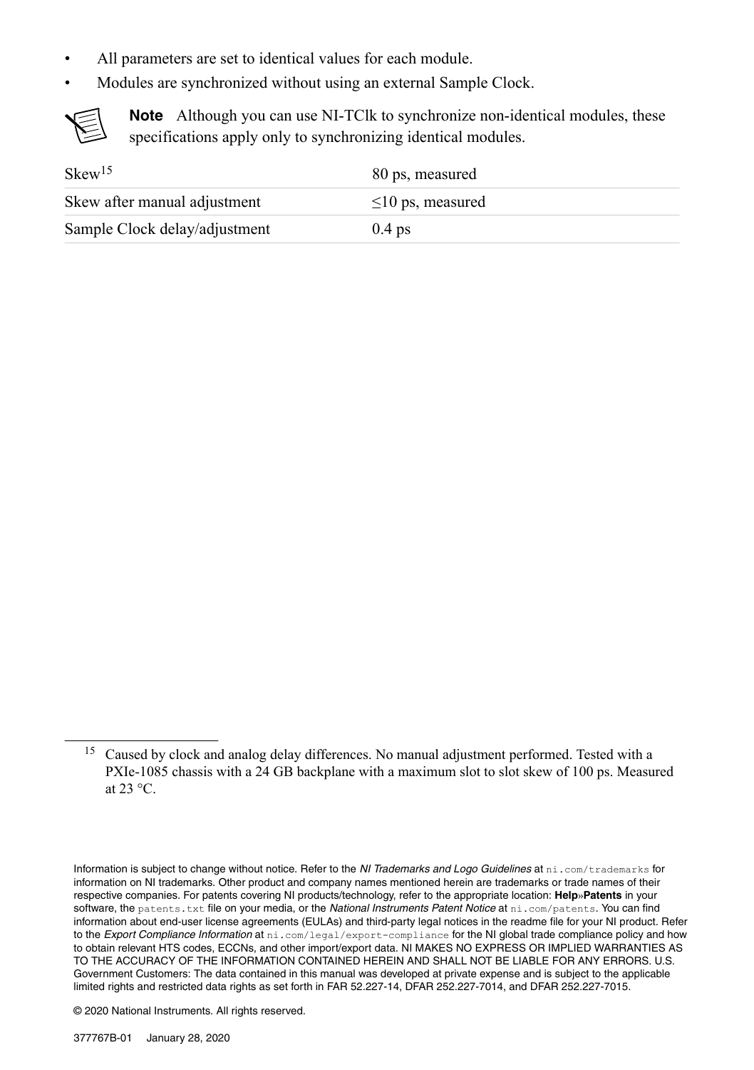- All parameters are set to identical values for each module.
- Modules are synchronized without using an external Sample Clock.

**Note** Although you can use NI-TClk to synchronize non-identical modules, these specifications apply only to synchronizing identical modules.

| | |
|---|---|
| Skew[15] | 80 ps, measured |
| Skew after manual adjustment | ≤10 ps, measured |
| Sample Clock delay/adjustment | 0.4 ps |

[15] Caused by clock and analog delay differences. No manual adjustment performed. Tested with a PXIe-1085 chassis with a 24 GB backplane with a maximum slot to slot skew of 100 ps. Measured at 23 °C.

Information is subject to change without notice. Refer to the *NI Trademarks and Logo Guidelines* at `ni.com/trademarks` for information on NI trademarks. Other product and company names mentioned herein are trademarks or trade names of their respective companies. For patents covering NI products/technology, refer to the appropriate location: **Help»Patents** in your software, the `patents.txt` file on your media, or the *National Instruments Patent Notice* at `ni.com/patents`. You can find information about end-user license agreements (EULAs) and third-party legal notices in the readme file for your NI product. Refer to the *Export Compliance Information* at `ni.com/legal/export-compliance` for the NI global trade compliance policy and how to obtain relevant HTS codes, ECCNs, and other import/export data. NI MAKES NO EXPRESS OR IMPLIED WARRANTIES AS TO THE ACCURACY OF THE INFORMATION CONTAINED HEREIN AND SHALL NOT BE LIABLE FOR ANY ERRORS. U.S. Government Customers: The data contained in this manual was developed at private expense and is subject to the applicable limited rights and restricted data rights as set forth in FAR 52.227-14, DFAR 252.227-7014, and DFAR 252.227-7015.

© 2020 National Instruments. All rights reserved.

377767B-01 January 28, 2020